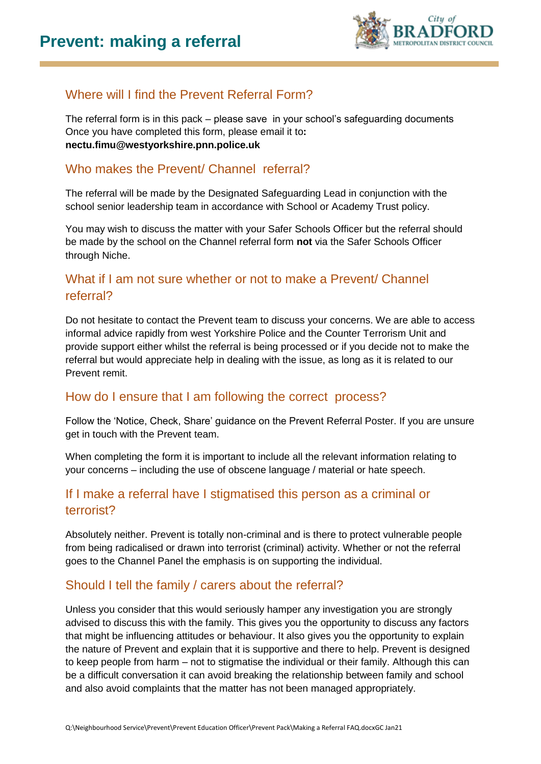# Prevent: making a referral

## Where will I find the Prevent Referral Form?

The referral form is in this pack – please save in your school's safeguarding documents Once you have completed this form, please email it to**:**
**nectu.fimu@westyorkshire.pnn.police.uk**

## Who makes the Prevent/ Channel referral?

The referral will be made by the Designated Safeguarding Lead in conjunction with the school senior leadership team in accordance with School or Academy Trust policy.

You may wish to discuss the matter with your Safer Schools Officer but the referral should be made by the school on the Channel referral form **not** via the Safer Schools Officer through Niche.

## What if I am not sure whether or not to make a Prevent/ Channel referral?

Do not hesitate to contact the Prevent team to discuss your concerns. We are able to access informal advice rapidly from west Yorkshire Police and the Counter Terrorism Unit and provide support either whilst the referral is being processed or if you decide not to make the referral but would appreciate help in dealing with the issue, as long as it is related to our Prevent remit.

## How do I ensure that I am following the correct process?

Follow the 'Notice, Check, Share' guidance on the Prevent Referral Poster. If you are unsure get in touch with the Prevent team.

When completing the form it is important to include all the relevant information relating to your concerns – including the use of obscene language / material or hate speech.

## If I make a referral have I stigmatised this person as a criminal or terrorist?

Absolutely neither. Prevent is totally non-criminal and is there to protect vulnerable people from being radicalised or drawn into terrorist (criminal) activity. Whether or not the referral goes to the Channel Panel the emphasis is on supporting the individual.

## Should I tell the family / carers about the referral?

Unless you consider that this would seriously hamper any investigation you are strongly advised to discuss this with the family. This gives you the opportunity to discuss any factors that might be influencing attitudes or behaviour. It also gives you the opportunity to explain the nature of Prevent and explain that it is supportive and there to help. Prevent is designed to keep people from harm – not to stigmatise the individual or their family. Although this can be a difficult conversation it can avoid breaking the relationship between family and school and also avoid complaints that the matter has not been managed appropriately.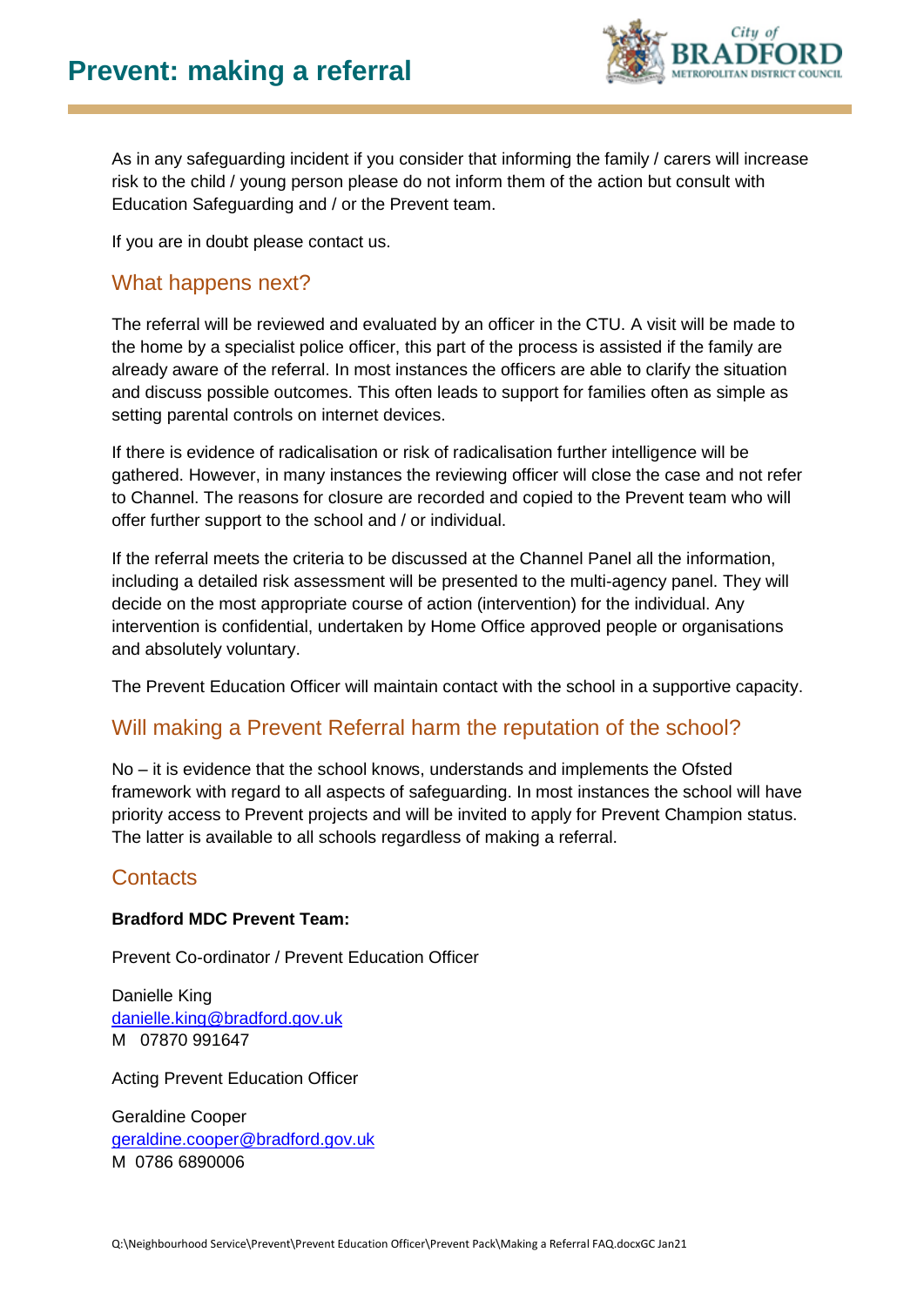# Prevent: making a referral

As in any safeguarding incident if you consider that informing the family / carers will increase risk to the child / young person please do not inform them of the action but consult with Education Safeguarding and / or the Prevent team.

If you are in doubt please contact us.

## What happens next?

The referral will be reviewed and evaluated by an officer in the CTU. A visit will be made to the home by a specialist police officer, this part of the process is assisted if the family are already aware of the referral. In most instances the officers are able to clarify the situation and discuss possible outcomes. This often leads to support for families often as simple as setting parental controls on internet devices.

If there is evidence of radicalisation or risk of radicalisation further intelligence will be gathered. However, in many instances the reviewing officer will close the case and not refer to Channel. The reasons for closure are recorded and copied to the Prevent team who will offer further support to the school and / or individual.

If the referral meets the criteria to be discussed at the Channel Panel all the information, including a detailed risk assessment will be presented to the multi-agency panel. They will decide on the most appropriate course of action (intervention) for the individual. Any intervention is confidential, undertaken by Home Office approved people or organisations and absolutely voluntary.

The Prevent Education Officer will maintain contact with the school in a supportive capacity.

## Will making a Prevent Referral harm the reputation of the school?

No – it is evidence that the school knows, understands and implements the Ofsted framework with regard to all aspects of safeguarding. In most instances the school will have priority access to Prevent projects and will be invited to apply for Prevent Champion status. The latter is available to all schools regardless of making a referral.

## Contacts

**Bradford MDC Prevent Team:**

Prevent Co-ordinator / Prevent Education Officer

Danielle King
danielle.king@bradford.gov.uk
M 07870 991647

Acting Prevent Education Officer

Geraldine Cooper
geraldine.cooper@bradford.gov.uk
M 0786 6890006

Q:\Neighbourhood Service\Prevent\Prevent Education Officer\Prevent Pack\Making a Referral FAQ.docxGC Jan21